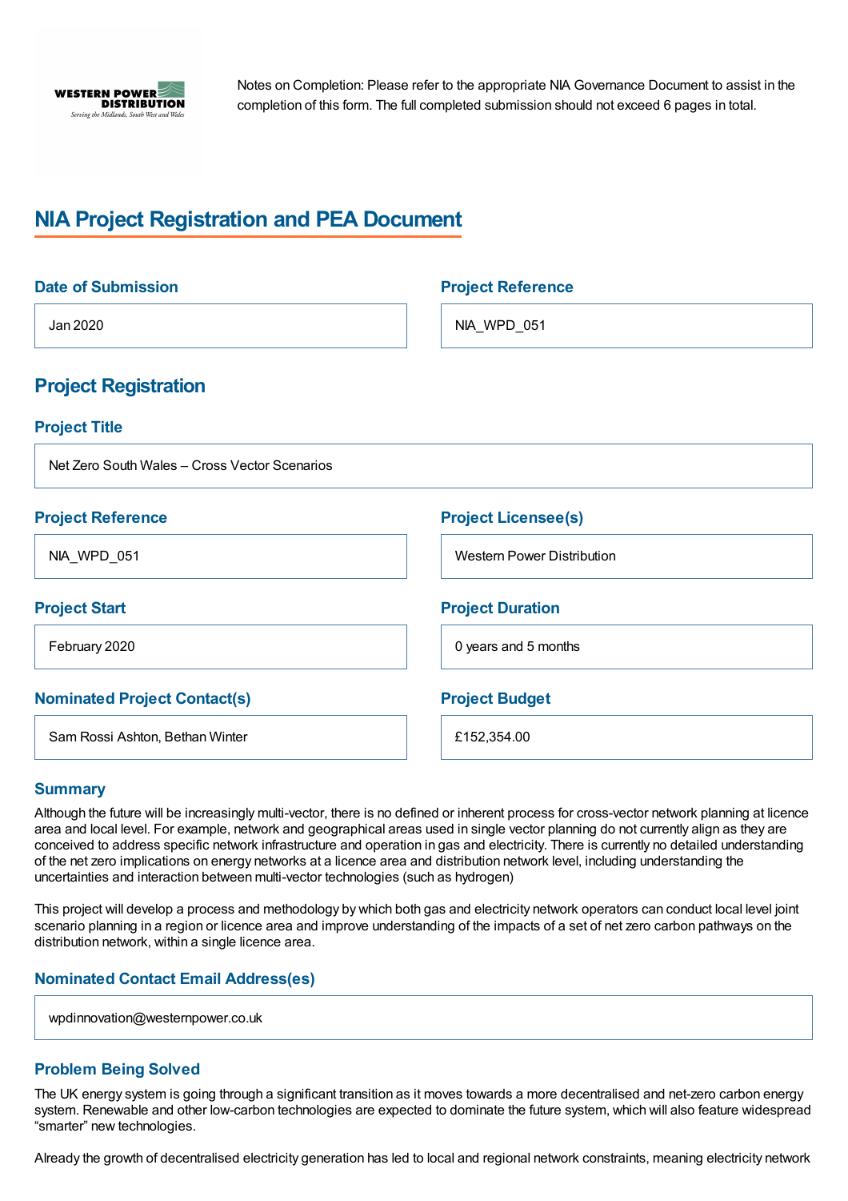Notes on Completion: Please refer to the appropriate NIA Governance Document to assist in the completion of this form. The full completed submission should not exceed 6 pages in total.

# NIA Project Registration and PEA Document

### Date of Submission

Jan 2020

### Project Reference

NIA_WPD_051

## Project Registration

### Project Title

Net Zero South Wales – Cross Vector Scenarios

### Project Reference

NIA_WPD_051

### Project Licensee(s)

Western Power Distribution

### Project Start

February 2020

### Project Duration

0 years and 5 months

### Nominated Project Contact(s)

Sam Rossi Ashton, Bethan Winter

### Project Budget

£152,354.00

### Summary

Although the future will be increasingly multi-vector, there is no defined or inherent process for cross-vector network planning at licence area and local level. For example, network and geographical areas used in single vector planning do not currently align as they are conceived to address specific network infrastructure and operation in gas and electricity. There is currently no detailed understanding of the net zero implications on energy networks at a licence area and distribution network level, including understanding the uncertainties and interaction between multi-vector technologies (such as hydrogen)

This project will develop a process and methodology by which both gas and electricity network operators can conduct local level joint scenario planning in a region or licence area and improve understanding of the impacts of a set of net zero carbon pathways on the distribution network, within a single licence area.

### Nominated Contact Email Address(es)

wpdinnovation@westernpower.co.uk

### Problem Being Solved

The UK energy system is going through a significant transition as it moves towards a more decentralised and net-zero carbon energy system. Renewable and other low-carbon technologies are expected to dominate the future system, which will also feature widespread “smarter” new technologies.

Already the growth of decentralised electricity generation has led to local and regional network constraints, meaning electricity network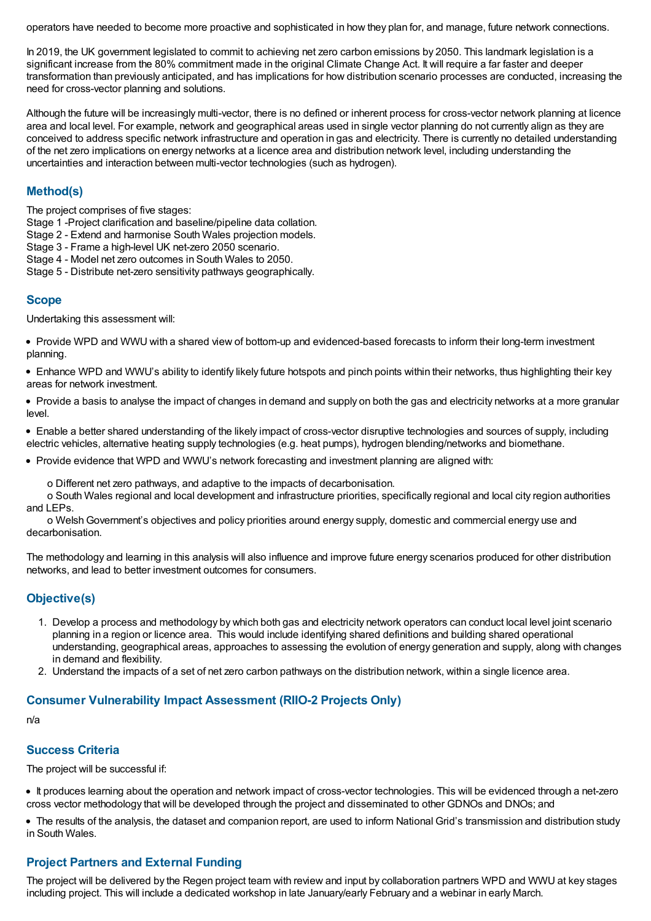operators have needed to become more proactive and sophisticated in how they plan for, and manage, future network connections.

In 2019, the UK government legislated to commit to achieving net zero carbon emissions by 2050. This landmark legislation is a significant increase from the 80% commitment made in the original Climate Change Act. It will require a far faster and deeper transformation than previously anticipated, and has implications for how distribution scenario processes are conducted, increasing the need for cross-vector planning and solutions.

Although the future will be increasingly multi-vector, there is no defined or inherent process for cross-vector network planning at licence area and local level. For example, network and geographical areas used in single vector planning do not currently align as they are conceived to address specific network infrastructure and operation in gas and electricity. There is currently no detailed understanding of the net zero implications on energy networks at a licence area and distribution network level, including understanding the uncertainties and interaction between multi-vector technologies (such as hydrogen).

## Method(s)

The project comprises of five stages:
Stage 1 -Project clarification and baseline/pipeline data collation.
Stage 2 - Extend and harmonise South Wales projection models.
Stage 3 - Frame a high-level UK net-zero 2050 scenario.
Stage 4 - Model net zero outcomes in South Wales to 2050.
Stage 5 - Distribute net-zero sensitivity pathways geographically.

## Scope

Undertaking this assessment will:

- Provide WPD and WWU with a shared view of bottom-up and evidenced-based forecasts to inform their long-term investment planning.
- Enhance WPD and WWU's ability to identify likely future hotspots and pinch points within their networks, thus highlighting their key areas for network investment.
- Provide a basis to analyse the impact of changes in demand and supply on both the gas and electricity networks at a more granular level.
- Enable a better shared understanding of the likely impact of cross-vector disruptive technologies and sources of supply, including electric vehicles, alternative heating supply technologies (e.g. heat pumps), hydrogen blending/networks and biomethane.
- Provide evidence that WPD and WWU's network forecasting and investment planning are aligned with:
    - Different net zero pathways, and adaptive to the impacts of decarbonisation.
    - South Wales regional and local development and infrastructure priorities, specifically regional and local city region authorities and LEPs.
    - Welsh Government's objectives and policy priorities around energy supply, domestic and commercial energy use and decarbonisation.

The methodology and learning in this analysis will also influence and improve future energy scenarios produced for other distribution networks, and lead to better investment outcomes for consumers.

## Objective(s)

1. Develop a process and methodology by which both gas and electricity network operators can conduct local level joint scenario planning in a region or licence area. This would include identifying shared definitions and building shared operational understanding, geographical areas, approaches to assessing the evolution of energy generation and supply, along with changes in demand and flexibility.
2. Understand the impacts of a set of net zero carbon pathways on the distribution network, within a single licence area.

## Consumer Vulnerability Impact Assessment (RIIO-2 Projects Only)

n/a

## Success Criteria

The project will be successful if:

- It produces learning about the operation and network impact of cross-vector technologies. This will be evidenced through a net-zero cross vector methodology that will be developed through the project and disseminated to other GDNOs and DNOs; and
- The results of the analysis, the dataset and companion report, are used to inform National Grid's transmission and distribution study in South Wales.

## Project Partners and External Funding

The project will be delivered by the Regen project team with review and input by collaboration partners WPD and WWU at key stages including project. This will include a dedicated workshop in late January/early February and a webinar in early March.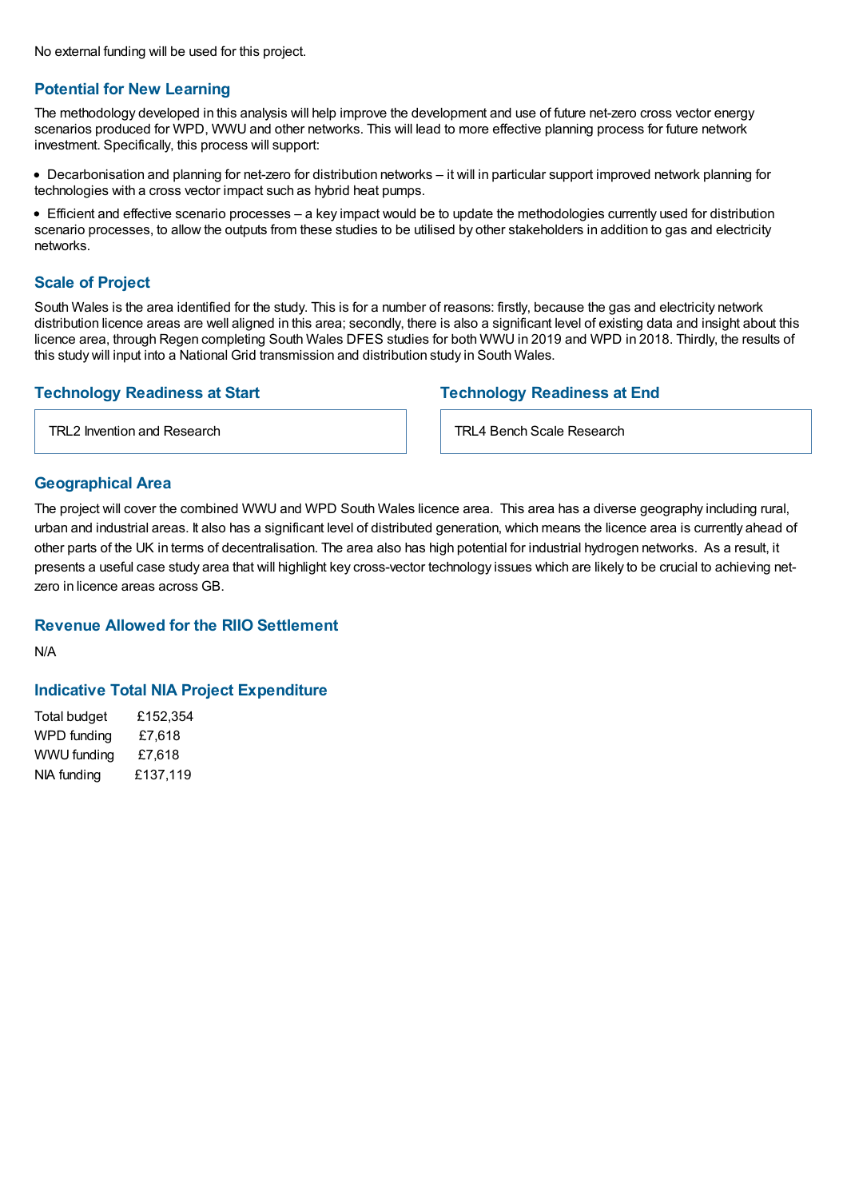No external funding will be used for this project.

### Potential for New Learning

The methodology developed in this analysis will help improve the development and use of future net-zero cross vector energy scenarios produced for WPD, WWU and other networks. This will lead to more effective planning process for future network investment. Specifically, this process will support:

- Decarbonisation and planning for net-zero for distribution networks – it will in particular support improved network planning for technologies with a cross vector impact such as hybrid heat pumps.
- Efficient and effective scenario processes – a key impact would be to update the methodologies currently used for distribution scenario processes, to allow the outputs from these studies to be utilised by other stakeholders in addition to gas and electricity networks.

### Scale of Project

South Wales is the area identified for the study. This is for a number of reasons: firstly, because the gas and electricity network distribution licence areas are well aligned in this area; secondly, there is also a significant level of existing data and insight about this licence area, through Regen completing South Wales DFES studies for both WWU in 2019 and WPD in 2018. Thirdly, the results of this study will input into a National Grid transmission and distribution study in South Wales.

### Technology Readiness at Start

TRL2 Invention and Research

### Technology Readiness at End

TRL4 Bench Scale Research

### Geographical Area

The project will cover the combined WWU and WPD South Wales licence area. This area has a diverse geography including rural, urban and industrial areas. It also has a significant level of distributed generation, which means the licence area is currently ahead of other parts of the UK in terms of decentralisation. The area also has high potential for industrial hydrogen networks. As a result, it presents a useful case study area that will highlight key cross-vector technology issues which are likely to be crucial to achieving net-zero in licence areas across GB.

### Revenue Allowed for the RIIO Settlement

N/A

### Indicative Total NIA Project Expenditure

| | |
|---|---|
| Total budget | £152,354 |
| WPD funding | £7,618 |
| WWU funding | £7,618 |
| NIA funding | £137,119 |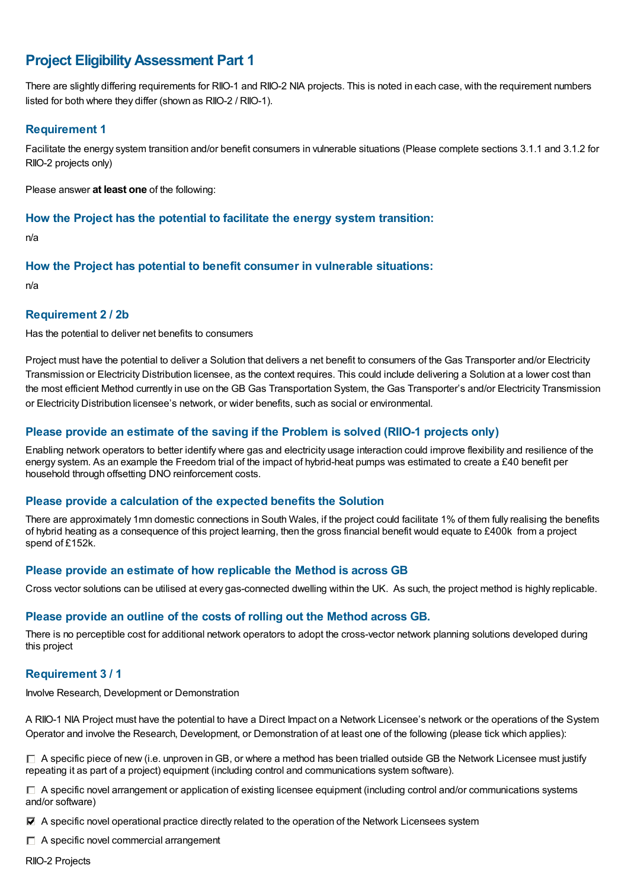## Project Eligibility Assessment Part 1

There are slightly differing requirements for RIIO-1 and RIIO-2 NIA projects. This is noted in each case, with the requirement numbers listed for both where they differ (shown as RIIO-2 / RIIO-1).

### Requirement 1

Facilitate the energy system transition and/or benefit consumers in vulnerable situations (Please complete sections 3.1.1 and 3.1.2 for RIIO-2 projects only)

Please answer **at least one** of the following:

### How the Project has the potential to facilitate the energy system transition:

n/a

### How the Project has potential to benefit consumer in vulnerable situations:

n/a

### Requirement 2 / 2b

Has the potential to deliver net benefits to consumers

Project must have the potential to deliver a Solution that delivers a net benefit to consumers of the Gas Transporter and/or Electricity Transmission or Electricity Distribution licensee, as the context requires. This could include delivering a Solution at a lower cost than the most efficient Method currently in use on the GB Gas Transportation System, the Gas Transporter's and/or Electricity Transmission or Electricity Distribution licensee's network, or wider benefits, such as social or environmental.

### Please provide an estimate of the saving if the Problem is solved (RIIO-1 projects only)

Enabling network operators to better identify where gas and electricity usage interaction could improve flexibility and resilience of the energy system. As an example the Freedom trial of the impact of hybrid-heat pumps was estimated to create a £40 benefit per household through offsetting DNO reinforcement costs.

### Please provide a calculation of the expected benefits the Solution

There are approximately 1mn domestic connections in South Wales, if the project could facilitate 1% of them fully realising the benefits of hybrid heating as a consequence of this project learning, then the gross financial benefit would equate to £400k from a project spend of £152k.

### Please provide an estimate of how replicable the Method is across GB

Cross vector solutions can be utilised at every gas-connected dwelling within the UK. As such, the project method is highly replicable.

### Please provide an outline of the costs of rolling out the Method across GB.

There is no perceptible cost for additional network operators to adopt the cross-vector network planning solutions developed during this project

### Requirement 3 / 1

Involve Research, Development or Demonstration

A RIIO-1 NIA Project must have the potential to have a Direct Impact on a Network Licensee's network or the operations of the System Operator and involve the Research, Development, or Demonstration of at least one of the following (please tick which applies):

- ☐ A specific piece of new (i.e. unproven in GB, or where a method has been trialled outside GB the Network Licensee must justify repeating it as part of a project) equipment (including control and communications system software).
- ☐ A specific novel arrangement or application of existing licensee equipment (including control and/or communications systems and/or software)
- ☑ A specific novel operational practice directly related to the operation of the Network Licensees system
- ☐ A specific novel commercial arrangement

RIIO-2 Projects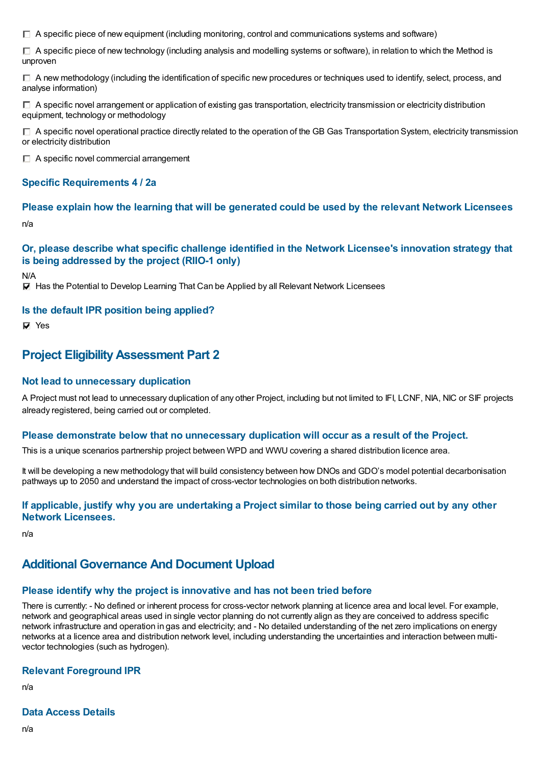☐ A specific piece of new equipment (including monitoring, control and communications systems and software)

☐ A specific piece of new technology (including analysis and modelling systems or software), in relation to which the Method is unproven

☐ A new methodology (including the identification of specific new procedures or techniques used to identify, select, process, and analyse information)

☐ A specific novel arrangement or application of existing gas transportation, electricity transmission or electricity distribution equipment, technology or methodology

☐ A specific novel operational practice directly related to the operation of the GB Gas Transportation System, electricity transmission or electricity distribution

☐ A specific novel commercial arrangement

### Specific Requirements 4 / 2a

#### Please explain how the learning that will be generated could be used by the relevant Network Licensees

n/a

#### Or, please describe what specific challenge identified in the Network Licensee's innovation strategy that is being addressed by the project (RIIO-1 only)

N/A

☑ Has the Potential to Develop Learning That Can be Applied by all Relevant Network Licensees

#### Is the default IPR position being applied?

☑ Yes

## Project Eligibility Assessment Part 2

### Not lead to unnecessary duplication

A Project must not lead to unnecessary duplication of any other Project, including but not limited to IFI, LCNF, NIA, NIC or SIF projects already registered, being carried out or completed.

#### Please demonstrate below that no unnecessary duplication will occur as a result of the Project.

This is a unique scenarios partnership project between WPD and WWU covering a shared distribution licence area.

It will be developing a new methodology that will build consistency between how DNOs and GDO's model potential decarbonisation pathways up to 2050 and understand the impact of cross-vector technologies on both distribution networks.

#### If applicable, justify why you are undertaking a Project similar to those being carried out by any other Network Licensees.

n/a

## Additional Governance And Document Upload

### Please identify why the project is innovative and has not been tried before

There is currently: - No defined or inherent process for cross-vector network planning at licence area and local level. For example, network and geographical areas used in single vector planning do not currently align as they are conceived to address specific network infrastructure and operation in gas and electricity; and - No detailed understanding of the net zero implications on energy networks at a licence area and distribution network level, including understanding the uncertainties and interaction between multi-vector technologies (such as hydrogen).

### Relevant Foreground IPR

n/a

### Data Access Details

n/a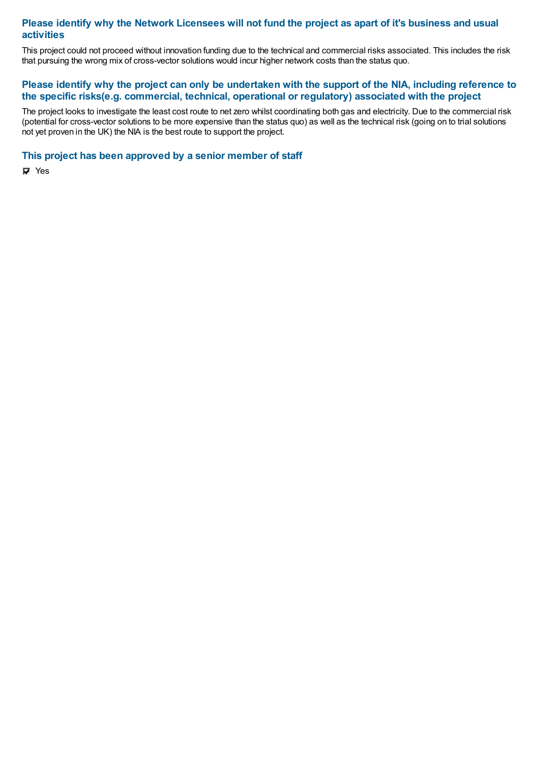### Please identify why the Network Licensees will not fund the project as apart of it's business and usual activities

This project could not proceed without innovation funding due to the technical and commercial risks associated. This includes the risk that pursuing the wrong mix of cross-vector solutions would incur higher network costs than the status quo.

### Please identify why the project can only be undertaken with the support of the NIA, including reference to the specific risks(e.g. commercial, technical, operational or regulatory) associated with the project

The project looks to investigate the least cost route to net zero whilst coordinating both gas and electricity. Due to the commercial risk (potential for cross-vector solutions to be more expensive than the status quo) as well as the technical risk (going on to trial solutions not yet proven in the UK) the NIA is the best route to support the project.

### This project has been approved by a senior member of staff

☑ Yes